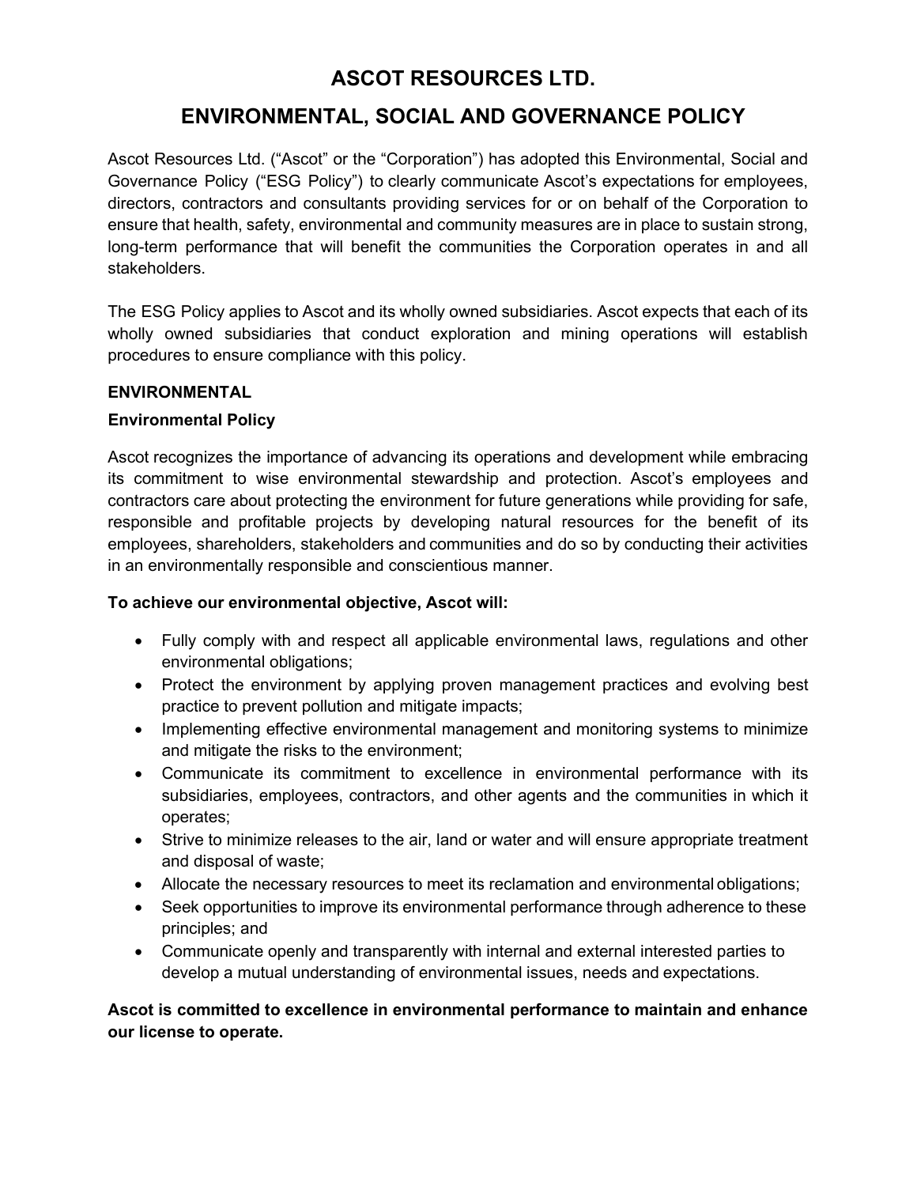# ASCOT RESOURCES LTD.

# ENVIRONMENTAL, SOCIAL AND GOVERNANCE POLICY

Ascot Resources Ltd. ("Ascot" or the "Corporation") has adopted this Environmental, Social and Governance Policy ("ESG Policy") to clearly communicate Ascot's expectations for employees, directors, contractors and consultants providing services for or on behalf of the Corporation to ensure that health, safety, environmental and community measures are in place to sustain strong, long-term performance that will benefit the communities the Corporation operates in and all stakeholders.

The ESG Policy applies to Ascot and its wholly owned subsidiaries. Ascot expects that each of its wholly owned subsidiaries that conduct exploration and mining operations will establish procedures to ensure compliance with this policy.

## ENVIRONMENTAL

### Environmental Policy

Ascot recognizes the importance of advancing its operations and development while embracing its commitment to wise environmental stewardship and protection. Ascot's employees and contractors care about protecting the environment for future generations while providing for safe, responsible and profitable projects by developing natural resources for the benefit of its employees, shareholders, stakeholders and communities and do so by conducting their activities in an environmentally responsible and conscientious manner.

**To achieve our environmental objective, Ascot will:**

- Fully comply with and respect all applicable environmental laws, regulations and other environmental obligations;
- Protect the environment by applying proven management practices and evolving best practice to prevent pollution and mitigate impacts;
- Implementing effective environmental management and monitoring systems to minimize and mitigate the risks to the environment;
- Communicate its commitment to excellence in environmental performance with its subsidiaries, employees, contractors, and other agents and the communities in which it operates;
- Strive to minimize releases to the air, land or water and will ensure appropriate treatment and disposal of waste;
- Allocate the necessary resources to meet its reclamation and environmental obligations;
- Seek opportunities to improve its environmental performance through adherence to these principles; and
- Communicate openly and transparently with internal and external interested parties to develop a mutual understanding of environmental issues, needs and expectations.

**Ascot is committed to excellence in environmental performance to maintain and enhance our license to operate.**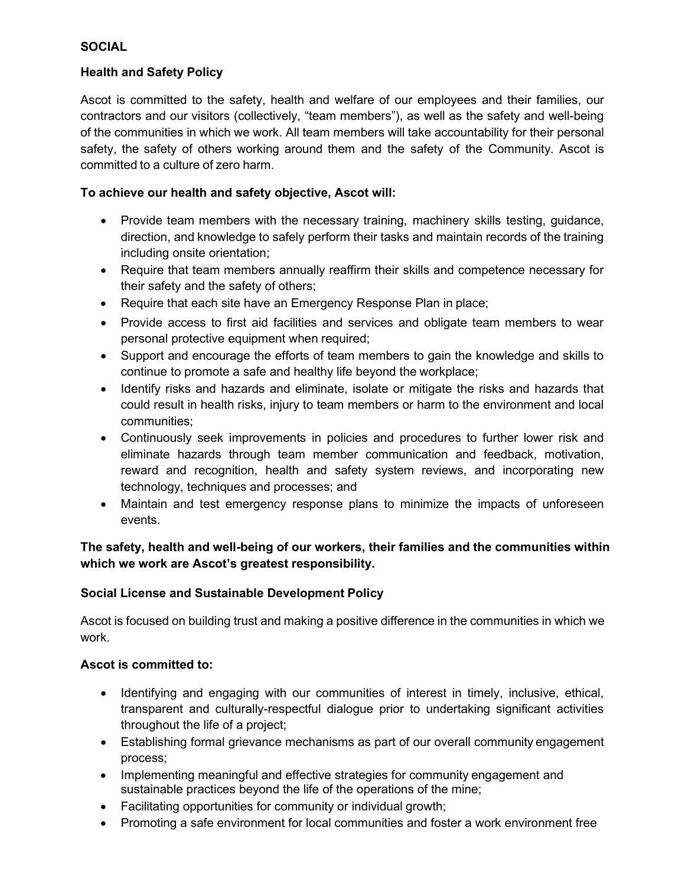## SOCIAL

### Health and Safety Policy

Ascot is committed to the safety, health and welfare of our employees and their families, our contractors and our visitors (collectively, "team members"), as well as the safety and well-being of the communities in which we work. All team members will take accountability for their personal safety, the safety of others working around them and the safety of the Community. Ascot is committed to a culture of zero harm.

**To achieve our health and safety objective, Ascot will:**

- Provide team members with the necessary training, machinery skills testing, guidance, direction, and knowledge to safely perform their tasks and maintain records of the training including onsite orientation;
- Require that team members annually reaffirm their skills and competence necessary for their safety and the safety of others;
- Require that each site have an Emergency Response Plan in place;
- Provide access to first aid facilities and services and obligate team members to wear personal protective equipment when required;
- Support and encourage the efforts of team members to gain the knowledge and skills to continue to promote a safe and healthy life beyond the workplace;
- Identify risks and hazards and eliminate, isolate or mitigate the risks and hazards that could result in health risks, injury to team members or harm to the environment and local communities;
- Continuously seek improvements in policies and procedures to further lower risk and eliminate hazards through team member communication and feedback, motivation, reward and recognition, health and safety system reviews, and incorporating new technology, techniques and processes; and
- Maintain and test emergency response plans to minimize the impacts of unforeseen events.

**The safety, health and well-being of our workers, their families and the communities within which we work are Ascot's greatest responsibility.**

### Social License and Sustainable Development Policy

Ascot is focused on building trust and making a positive difference in the communities in which we work.

**Ascot is committed to:**

- Identifying and engaging with our communities of interest in timely, inclusive, ethical, transparent and culturally-respectful dialogue prior to undertaking significant activities throughout the life of a project;
- Establishing formal grievance mechanisms as part of our overall community engagement process;
- Implementing meaningful and effective strategies for community engagement and sustainable practices beyond the life of the operations of the mine;
- Facilitating opportunities for community or individual growth;
- Promoting a safe environment for local communities and foster a work environment free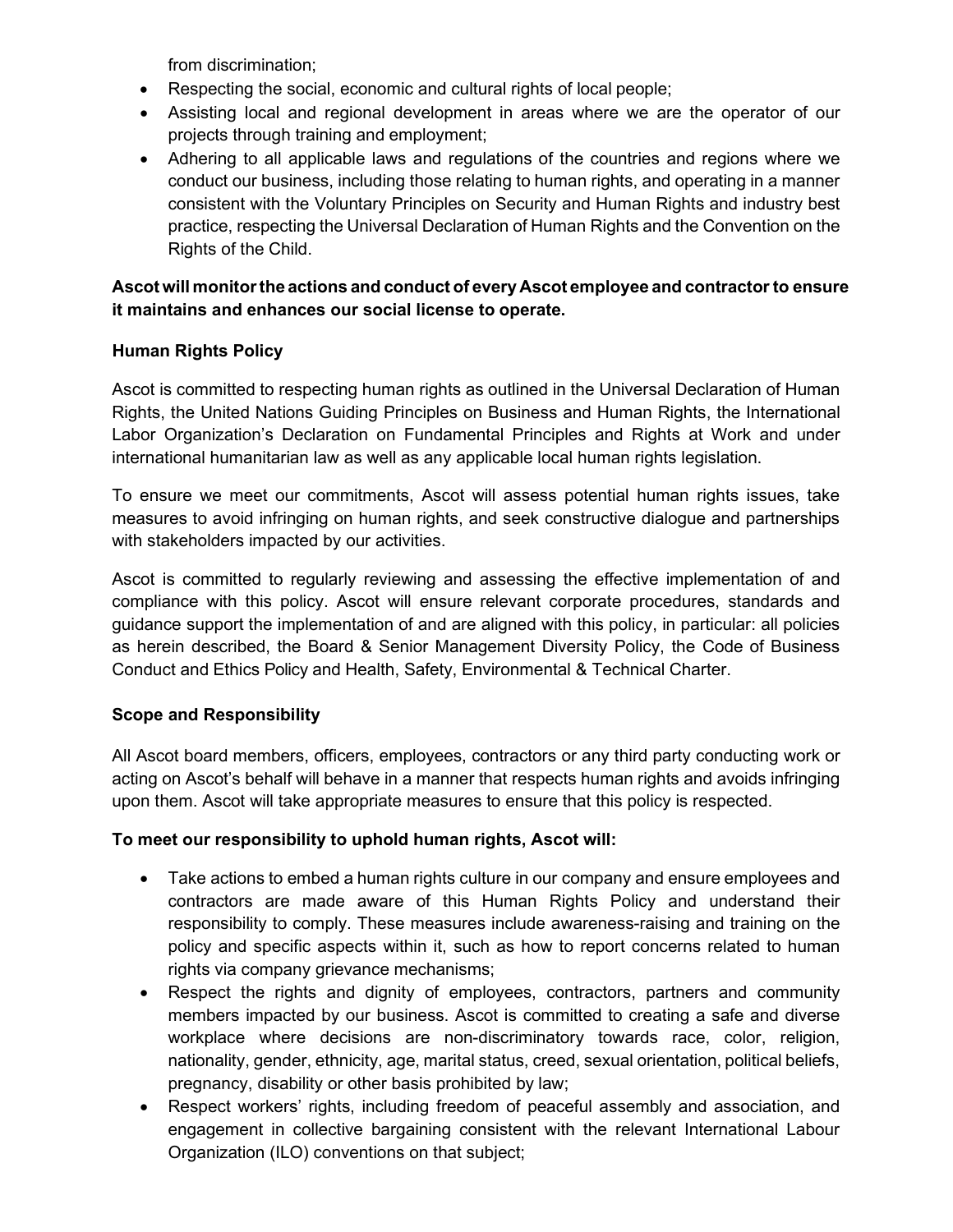from discrimination;

- Respecting the social, economic and cultural rights of local people;
- Assisting local and regional development in areas where we are the operator of our projects through training and employment;
- Adhering to all applicable laws and regulations of the countries and regions where we conduct our business, including those relating to human rights, and operating in a manner consistent with the Voluntary Principles on Security and Human Rights and industry best practice, respecting the Universal Declaration of Human Rights and the Convention on the Rights of the Child.

**Ascot will monitor the actions and conduct of every Ascot employee and contractor to ensure it maintains and enhances our social license to operate.**

**Human Rights Policy**

Ascot is committed to respecting human rights as outlined in the Universal Declaration of Human Rights, the United Nations Guiding Principles on Business and Human Rights, the International Labor Organization's Declaration on Fundamental Principles and Rights at Work and under international humanitarian law as well as any applicable local human rights legislation.

To ensure we meet our commitments, Ascot will assess potential human rights issues, take measures to avoid infringing on human rights, and seek constructive dialogue and partnerships with stakeholders impacted by our activities.

Ascot is committed to regularly reviewing and assessing the effective implementation of and compliance with this policy. Ascot will ensure relevant corporate procedures, standards and guidance support the implementation of and are aligned with this policy, in particular: all policies as herein described, the Board & Senior Management Diversity Policy, the Code of Business Conduct and Ethics Policy and Health, Safety, Environmental & Technical Charter.

**Scope and Responsibility**

All Ascot board members, officers, employees, contractors or any third party conducting work or acting on Ascot's behalf will behave in a manner that respects human rights and avoids infringing upon them. Ascot will take appropriate measures to ensure that this policy is respected.

**To meet our responsibility to uphold human rights, Ascot will:**

- Take actions to embed a human rights culture in our company and ensure employees and contractors are made aware of this Human Rights Policy and understand their responsibility to comply. These measures include awareness-raising and training on the policy and specific aspects within it, such as how to report concerns related to human rights via company grievance mechanisms;
- Respect the rights and dignity of employees, contractors, partners and community members impacted by our business. Ascot is committed to creating a safe and diverse workplace where decisions are non-discriminatory towards race, color, religion, nationality, gender, ethnicity, age, marital status, creed, sexual orientation, political beliefs, pregnancy, disability or other basis prohibited by law;
- Respect workers' rights, including freedom of peaceful assembly and association, and engagement in collective bargaining consistent with the relevant International Labour Organization (ILO) conventions on that subject;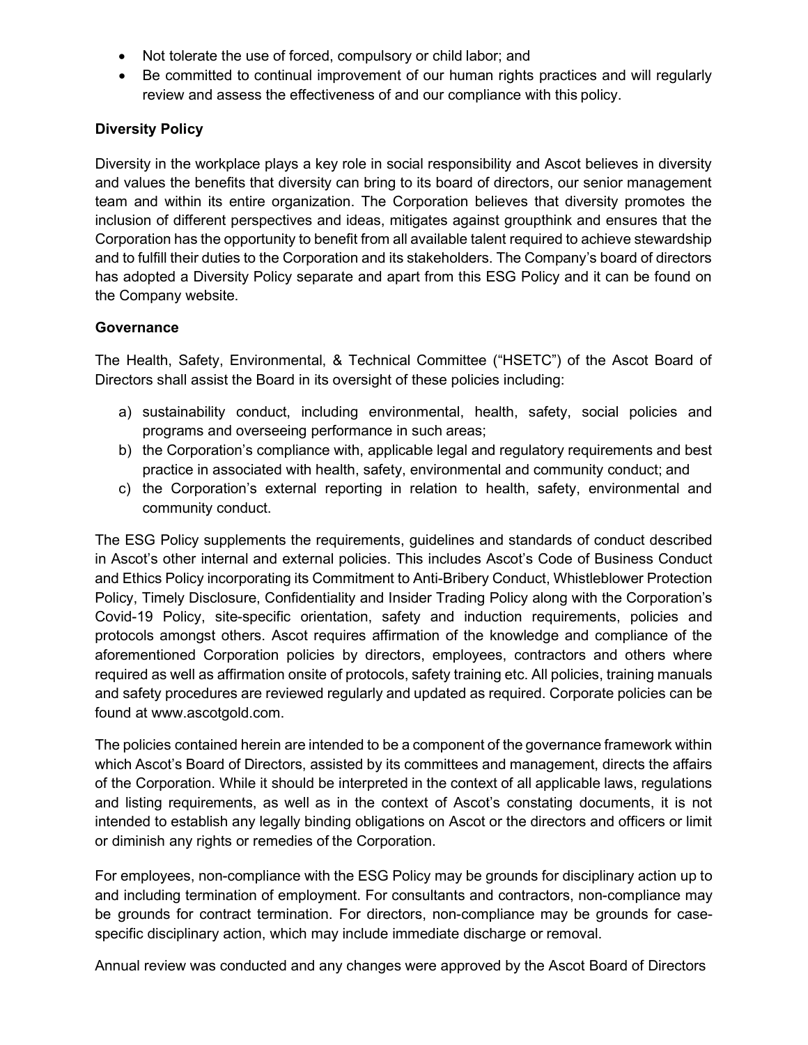- Not tolerate the use of forced, compulsory or child labor; and
- Be committed to continual improvement of our human rights practices and will regularly review and assess the effectiveness of and our compliance with this policy.

**Diversity Policy**

Diversity in the workplace plays a key role in social responsibility and Ascot believes in diversity and values the benefits that diversity can bring to its board of directors, our senior management team and within its entire organization. The Corporation believes that diversity promotes the inclusion of different perspectives and ideas, mitigates against groupthink and ensures that the Corporation has the opportunity to benefit from all available talent required to achieve stewardship and to fulfill their duties to the Corporation and its stakeholders. The Company's board of directors has adopted a Diversity Policy separate and apart from this ESG Policy and it can be found on the Company website.

**Governance**

The Health, Safety, Environmental, & Technical Committee ("HSETC") of the Ascot Board of Directors shall assist the Board in its oversight of these policies including:

a) sustainability conduct, including environmental, health, safety, social policies and programs and overseeing performance in such areas;
b) the Corporation's compliance with, applicable legal and regulatory requirements and best practice in associated with health, safety, environmental and community conduct; and
c) the Corporation's external reporting in relation to health, safety, environmental and community conduct.

The ESG Policy supplements the requirements, guidelines and standards of conduct described in Ascot's other internal and external policies. This includes Ascot's Code of Business Conduct and Ethics Policy incorporating its Commitment to Anti-Bribery Conduct, Whistleblower Protection Policy, Timely Disclosure, Confidentiality and Insider Trading Policy along with the Corporation's Covid-19 Policy, site-specific orientation, safety and induction requirements, policies and protocols amongst others. Ascot requires affirmation of the knowledge and compliance of the aforementioned Corporation policies by directors, employees, contractors and others where required as well as affirmation onsite of protocols, safety training etc. All policies, training manuals and safety procedures are reviewed regularly and updated as required. Corporate policies can be found at www.ascotgold.com.

The policies contained herein are intended to be a component of the governance framework within which Ascot's Board of Directors, assisted by its committees and management, directs the affairs of the Corporation. While it should be interpreted in the context of all applicable laws, regulations and listing requirements, as well as in the context of Ascot's constating documents, it is not intended to establish any legally binding obligations on Ascot or the directors and officers or limit or diminish any rights or remedies of the Corporation.

For employees, non-compliance with the ESG Policy may be grounds for disciplinary action up to and including termination of employment. For consultants and contractors, non-compliance may be grounds for contract termination. For directors, non-compliance may be grounds for case-specific disciplinary action, which may include immediate discharge or removal.

Annual review was conducted and any changes were approved by the Ascot Board of Directors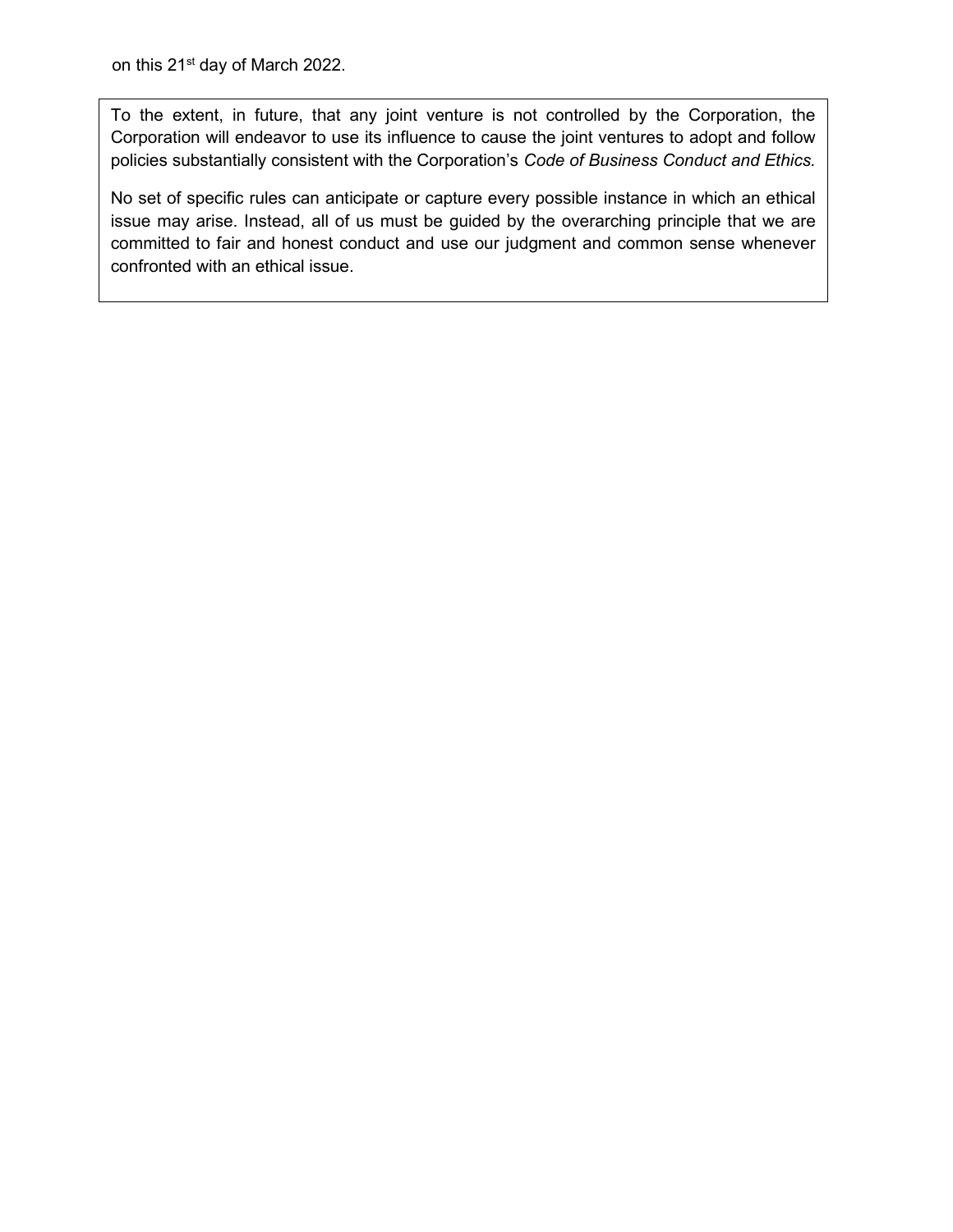on this 21st day of March 2022.

To the extent, in future, that any joint venture is not controlled by the Corporation, the Corporation will endeavor to use its influence to cause the joint ventures to adopt and follow policies substantially consistent with the Corporation's *Code of Business Conduct and Ethics.*

No set of specific rules can anticipate or capture every possible instance in which an ethical issue may arise. Instead, all of us must be guided by the overarching principle that we are committed to fair and honest conduct and use our judgment and common sense whenever confronted with an ethical issue.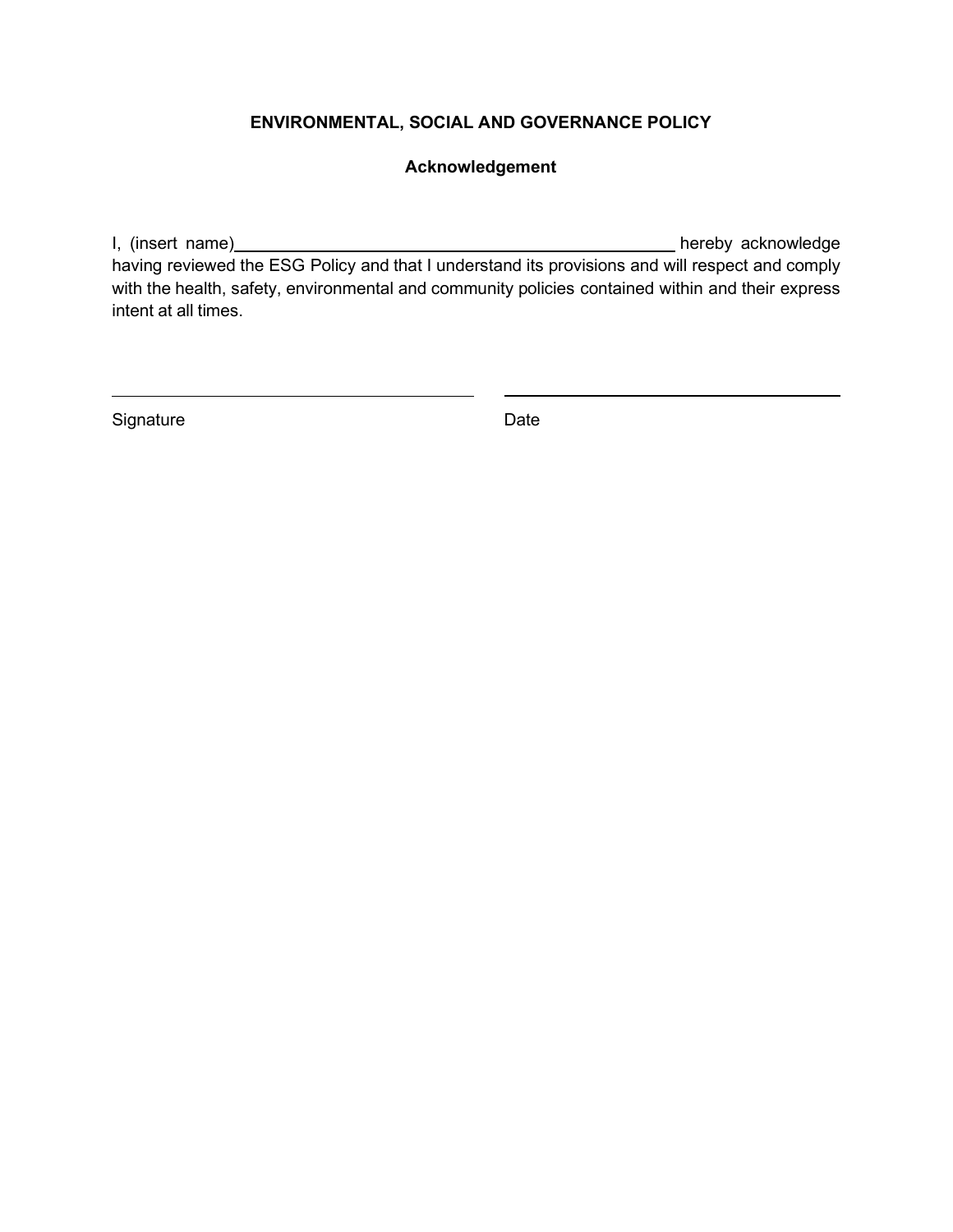## ENVIRONMENTAL, SOCIAL AND GOVERNANCE POLICY

### Acknowledgement

I, (insert name)\_\_\_\_\_\_\_\_\_\_\_\_\_\_\_\_\_\_\_\_\_\_\_\_\_\_\_\_\_\_\_\_\_\_\_\_\_\_\_\_\_\_\_\_\_\_\_\_ hereby acknowledge having reviewed the ESG Policy and that I understand its provisions and will respect and comply with the health, safety, environmental and community policies contained within and their express intent at all times.

\_\_\_\_\_\_\_\_\_\_\_\_\_\_\_\_\_\_\_\_\_\_\_\_\_\_\_\_\_\_\_\_\_\_\_\_\_\_\_\_

Signature

\_\_\_\_\_\_\_\_\_\_\_\_\_\_\_\_\_\_\_\_\_\_\_\_\_\_\_\_\_\_\_\_\_\_\_\_\_\_\_\_

Date